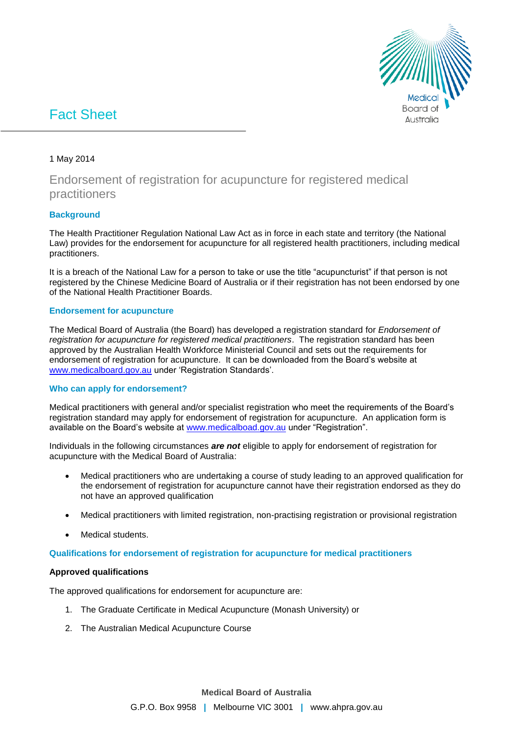# Fact Sheet

1 May 2014

## Endorsement of registration for acupuncture for registered medical practitioners

### Background

The Health Practitioner Regulation National Law Act as in force in each state and territory (the National Law) provides for the endorsement for acupuncture for all registered health practitioners, including medical practitioners.

It is a breach of the National Law for a person to take or use the title "acupuncturist" if that person is not registered by the Chinese Medicine Board of Australia or if their registration has not been endorsed by one of the National Health Practitioner Boards.

### Endorsement for acupuncture

The Medical Board of Australia (the Board) has developed a registration standard for *Endorsement of registration for acupuncture for registered medical practitioners*. The registration standard has been approved by the Australian Health Workforce Ministerial Council and sets out the requirements for endorsement of registration for acupuncture. It can be downloaded from the Board's website at www.medicalboard.gov.au under 'Registration Standards'.

### Who can apply for endorsement?

Medical practitioners with general and/or specialist registration who meet the requirements of the Board's registration standard may apply for endorsement of registration for acupuncture. An application form is available on the Board's website at www.medicalboad.gov.au under "Registration".

Individuals in the following circumstances ***are not*** eligible to apply for endorsement of registration for acupuncture with the Medical Board of Australia:

- Medical practitioners who are undertaking a course of study leading to an approved qualification for the endorsement of registration for acupuncture cannot have their registration endorsed as they do not have an approved qualification
- Medical practitioners with limited registration, non-practising registration or provisional registration
- Medical students.

### Qualifications for endorsement of registration for acupuncture for medical practitioners

**Approved qualifications**

The approved qualifications for endorsement for acupuncture are:

1. The Graduate Certificate in Medical Acupuncture (Monash University) or
2. The Australian Medical Acupuncture Course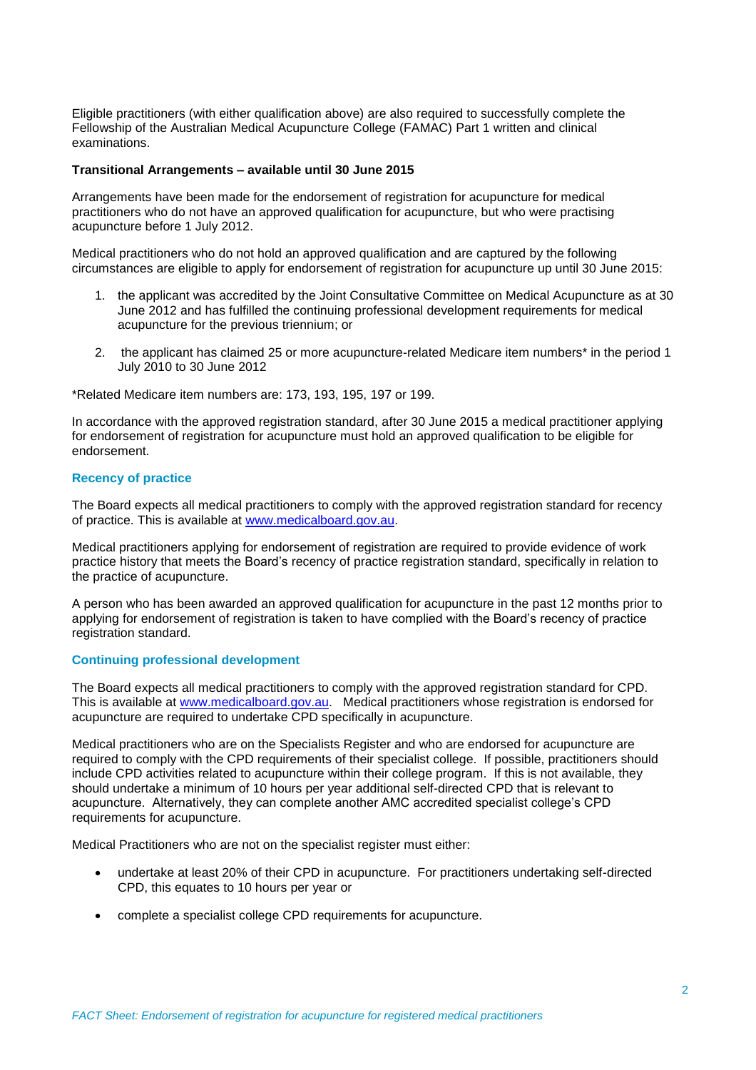Eligible practitioners (with either qualification above) are also required to successfully complete the Fellowship of the Australian Medical Acupuncture College (FAMAC) Part 1 written and clinical examinations.

**Transitional Arrangements – available until 30 June 2015**

Arrangements have been made for the endorsement of registration for acupuncture for medical practitioners who do not have an approved qualification for acupuncture, but who were practising acupuncture before 1 July 2012.

Medical practitioners who do not hold an approved qualification and are captured by the following circumstances are eligible to apply for endorsement of registration for acupuncture up until 30 June 2015:

1. the applicant was accredited by the Joint Consultative Committee on Medical Acupuncture as at 30 June 2012 and has fulfilled the continuing professional development requirements for medical acupuncture for the previous triennium; or
2. the applicant has claimed 25 or more acupuncture-related Medicare item numbers* in the period 1 July 2010 to 30 June 2012

*Related Medicare item numbers are: 173, 193, 195, 197 or 199.

In accordance with the approved registration standard, after 30 June 2015 a medical practitioner applying for endorsement of registration for acupuncture must hold an approved qualification to be eligible for endorsement.

## Recency of practice

The Board expects all medical practitioners to comply with the approved registration standard for recency of practice. This is available at [www.medicalboard.gov.au](http://www.medicalboard.gov.au).

Medical practitioners applying for endorsement of registration are required to provide evidence of work practice history that meets the Board's recency of practice registration standard, specifically in relation to the practice of acupuncture.

A person who has been awarded an approved qualification for acupuncture in the past 12 months prior to applying for endorsement of registration is taken to have complied with the Board's recency of practice registration standard.

## Continuing professional development

The Board expects all medical practitioners to comply with the approved registration standard for CPD. This is available at [www.medicalboard.gov.au](http://www.medicalboard.gov.au). Medical practitioners whose registration is endorsed for acupuncture are required to undertake CPD specifically in acupuncture.

Medical practitioners who are on the Specialists Register and who are endorsed for acupuncture are required to comply with the CPD requirements of their specialist college. If possible, practitioners should include CPD activities related to acupuncture within their college program. If this is not available, they should undertake a minimum of 10 hours per year additional self-directed CPD that is relevant to acupuncture. Alternatively, they can complete another AMC accredited specialist college's CPD requirements for acupuncture.

Medical Practitioners who are not on the specialist register must either:

- undertake at least 20% of their CPD in acupuncture. For practitioners undertaking self-directed CPD, this equates to 10 hours per year or
- complete a specialist college CPD requirements for acupuncture.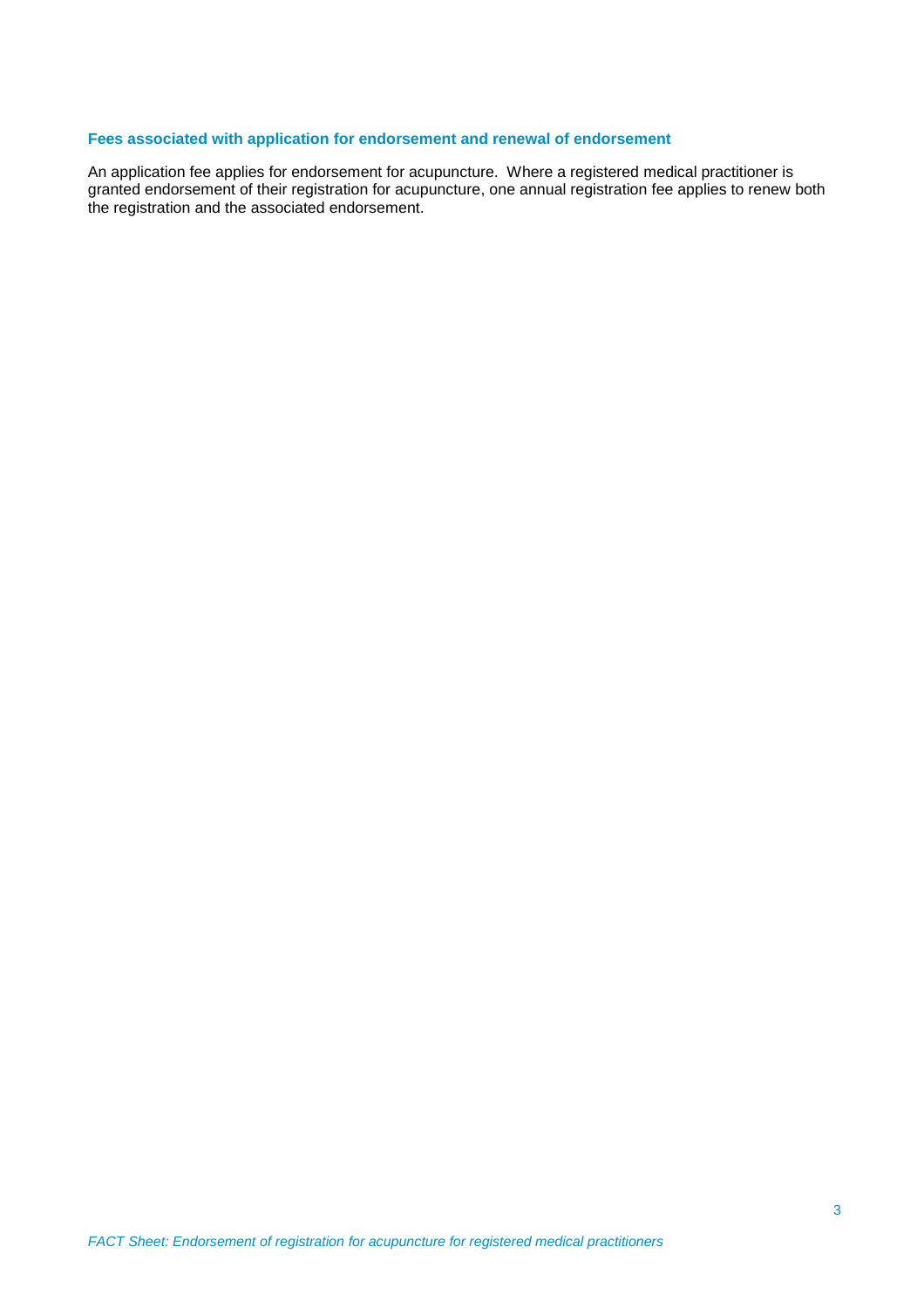### Fees associated with application for endorsement and renewal of endorsement

An application fee applies for endorsement for acupuncture. Where a registered medical practitioner is granted endorsement of their registration for acupuncture, one annual registration fee applies to renew both the registration and the associated endorsement.